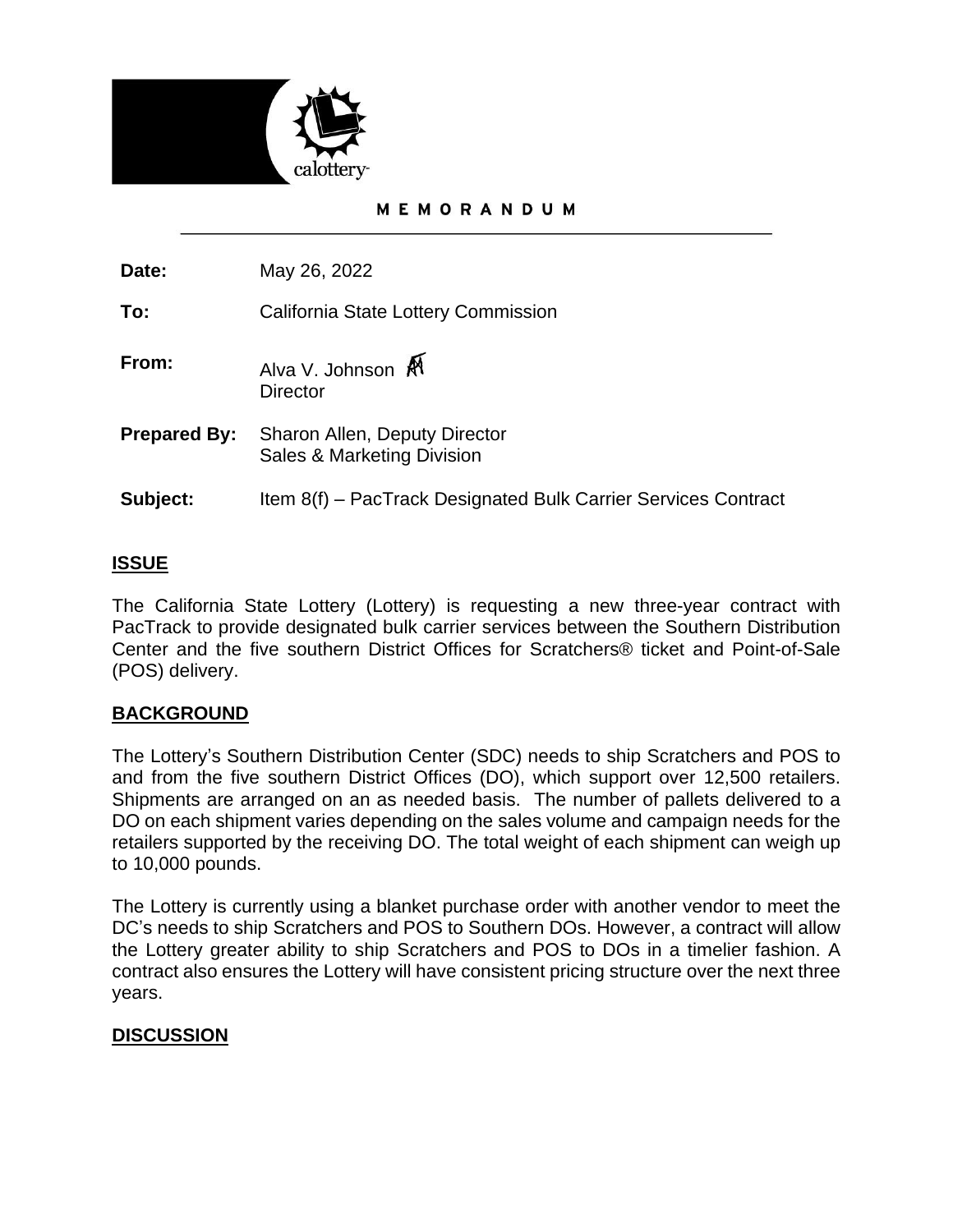calottery

MEMORANDUM

**Date:** May 26, 2022

**To:** California State Lottery Commission

**From:** Alva V. Johnson
Director

**Prepared By:** Sharon Allen, Deputy Director
Sales & Marketing Division

**Subject:** Item 8(f) – PacTrack Designated Bulk Carrier Services Contract

## ISSUE

The California State Lottery (Lottery) is requesting a new three-year contract with PacTrack to provide designated bulk carrier services between the Southern Distribution Center and the five southern District Offices for Scratchers® ticket and Point-of-Sale (POS) delivery.

## BACKGROUND

The Lottery's Southern Distribution Center (SDC) needs to ship Scratchers and POS to and from the five southern District Offices (DO), which support over 12,500 retailers. Shipments are arranged on an as needed basis. The number of pallets delivered to a DO on each shipment varies depending on the sales volume and campaign needs for the retailers supported by the receiving DO. The total weight of each shipment can weigh up to 10,000 pounds.

The Lottery is currently using a blanket purchase order with another vendor to meet the DC's needs to ship Scratchers and POS to Southern DOs. However, a contract will allow the Lottery greater ability to ship Scratchers and POS to DOs in a timelier fashion. A contract also ensures the Lottery will have consistent pricing structure over the next three years.

## DISCUSSION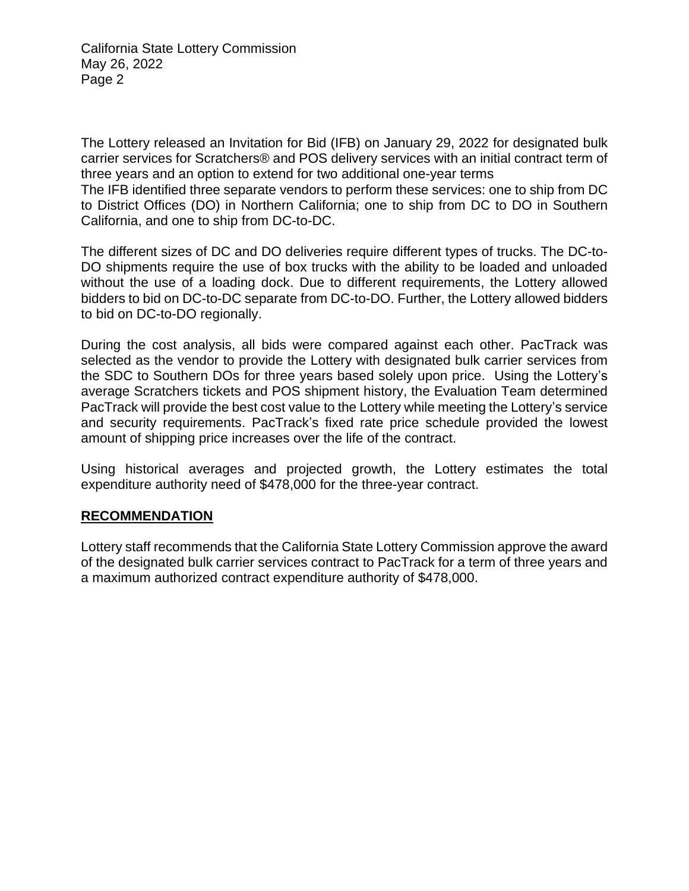The Lottery released an Invitation for Bid (IFB) on January 29, 2022 for designated bulk carrier services for Scratchers® and POS delivery services with an initial contract term of three years and an option to extend for two additional one-year terms
The IFB identified three separate vendors to perform these services: one to ship from DC to District Offices (DO) in Northern California; one to ship from DC to DO in Southern California, and one to ship from DC-to-DC.

The different sizes of DC and DO deliveries require different types of trucks. The DC-to-DO shipments require the use of box trucks with the ability to be loaded and unloaded without the use of a loading dock. Due to different requirements, the Lottery allowed bidders to bid on DC-to-DC separate from DC-to-DO. Further, the Lottery allowed bidders to bid on DC-to-DO regionally.

During the cost analysis, all bids were compared against each other. PacTrack was selected as the vendor to provide the Lottery with designated bulk carrier services from the SDC to Southern DOs for three years based solely upon price. Using the Lottery's average Scratchers tickets and POS shipment history, the Evaluation Team determined PacTrack will provide the best cost value to the Lottery while meeting the Lottery's service and security requirements. PacTrack's fixed rate price schedule provided the lowest amount of shipping price increases over the life of the contract.

Using historical averages and projected growth, the Lottery estimates the total expenditure authority need of $478,000 for the three-year contract.

## RECOMMENDATION

Lottery staff recommends that the California State Lottery Commission approve the award of the designated bulk carrier services contract to PacTrack for a term of three years and a maximum authorized contract expenditure authority of $478,000.